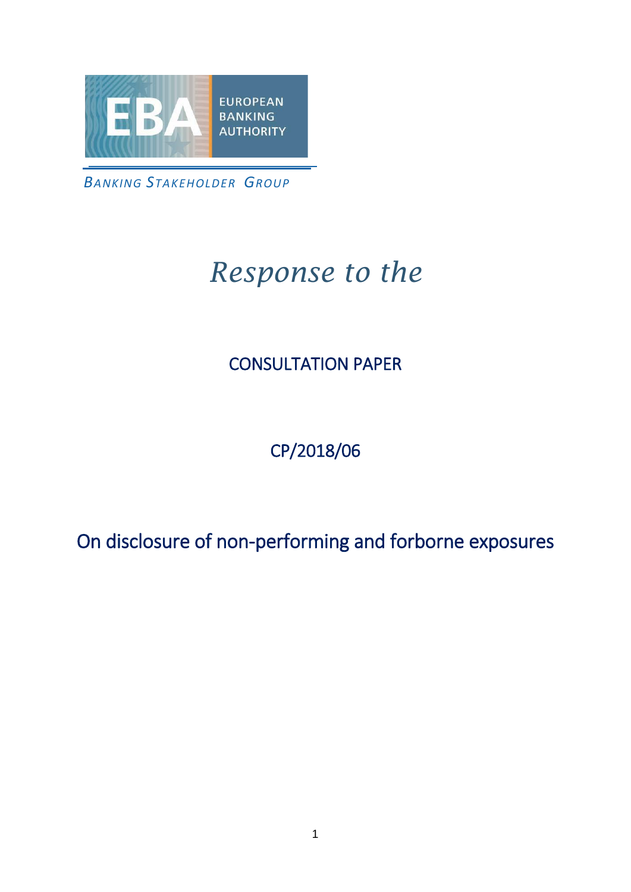EUROPEAN BANKING AUTHORITY

*BANKING STAKEHOLDER GROUP*

# *Response to the*

## CONSULTATION PAPER

## CP/2018/06

## On disclosure of non-performing and forborne exposures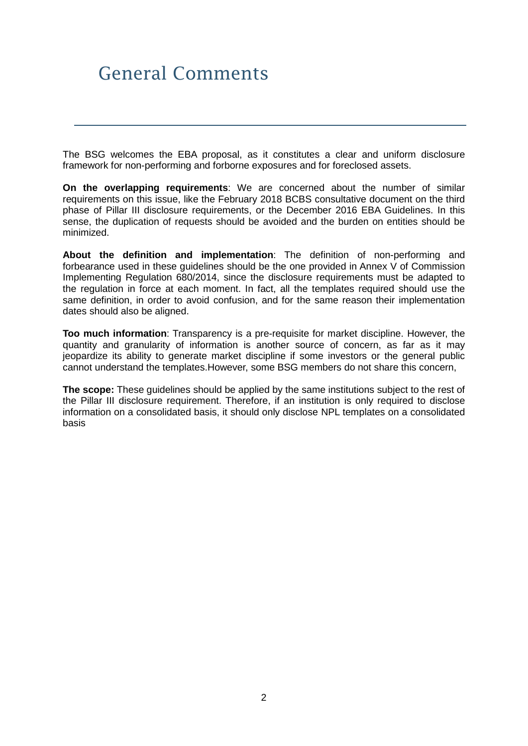# General Comments

The BSG welcomes the EBA proposal, as it constitutes a clear and uniform disclosure framework for non-performing and forborne exposures and for foreclosed assets.

**On the overlapping requirements**: We are concerned about the number of similar requirements on this issue, like the February 2018 BCBS consultative document on the third phase of Pillar III disclosure requirements, or the December 2016 EBA Guidelines. In this sense, the duplication of requests should be avoided and the burden on entities should be minimized.

**About the definition and implementation**: The definition of non-performing and forbearance used in these guidelines should be the one provided in Annex V of Commission Implementing Regulation 680/2014, since the disclosure requirements must be adapted to the regulation in force at each moment. In fact, all the templates required should use the same definition, in order to avoid confusion, and for the same reason their implementation dates should also be aligned.

**Too much information**: Transparency is a pre-requisite for market discipline. However, the quantity and granularity of information is another source of concern, as far as it may jeopardize its ability to generate market discipline if some investors or the general public cannot understand the templates.However, some BSG members do not share this concern,

**The scope:** These guidelines should be applied by the same institutions subject to the rest of the Pillar III disclosure requirement. Therefore, if an institution is only required to disclose information on a consolidated basis, it should only disclose NPL templates on a consolidated basis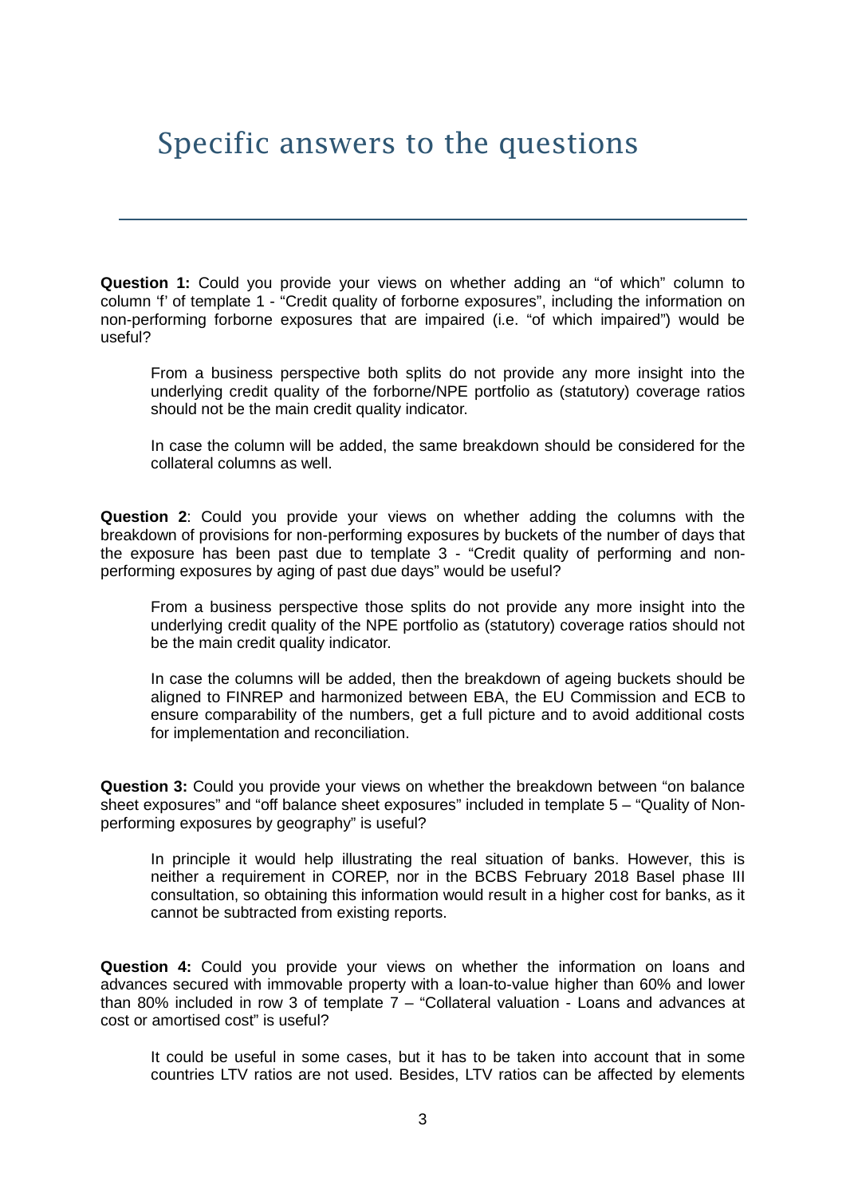# Specific answers to the questions

**Question 1:** Could you provide your views on whether adding an "of which" column to column 'f' of template 1 - "Credit quality of forborne exposures", including the information on non-performing forborne exposures that are impaired (i.e. "of which impaired") would be useful?

From a business perspective both splits do not provide any more insight into the underlying credit quality of the forborne/NPE portfolio as (statutory) coverage ratios should not be the main credit quality indicator.

In case the column will be added, the same breakdown should be considered for the collateral columns as well.

**Question 2**: Could you provide your views on whether adding the columns with the breakdown of provisions for non-performing exposures by buckets of the number of days that the exposure has been past due to template 3 - "Credit quality of performing and non-performing exposures by aging of past due days" would be useful?

From a business perspective those splits do not provide any more insight into the underlying credit quality of the NPE portfolio as (statutory) coverage ratios should not be the main credit quality indicator.

In case the columns will be added, then the breakdown of ageing buckets should be aligned to FINREP and harmonized between EBA, the EU Commission and ECB to ensure comparability of the numbers, get a full picture and to avoid additional costs for implementation and reconciliation.

**Question 3:** Could you provide your views on whether the breakdown between "on balance sheet exposures" and "off balance sheet exposures" included in template 5 – "Quality of Non-performing exposures by geography" is useful?

In principle it would help illustrating the real situation of banks. However, this is neither a requirement in COREP, nor in the BCBS February 2018 Basel phase III consultation, so obtaining this information would result in a higher cost for banks, as it cannot be subtracted from existing reports.

**Question 4:** Could you provide your views on whether the information on loans and advances secured with immovable property with a loan-to-value higher than 60% and lower than 80% included in row 3 of template 7 – "Collateral valuation - Loans and advances at cost or amortised cost" is useful?

It could be useful in some cases, but it has to be taken into account that in some countries LTV ratios are not used. Besides, LTV ratios can be affected by elements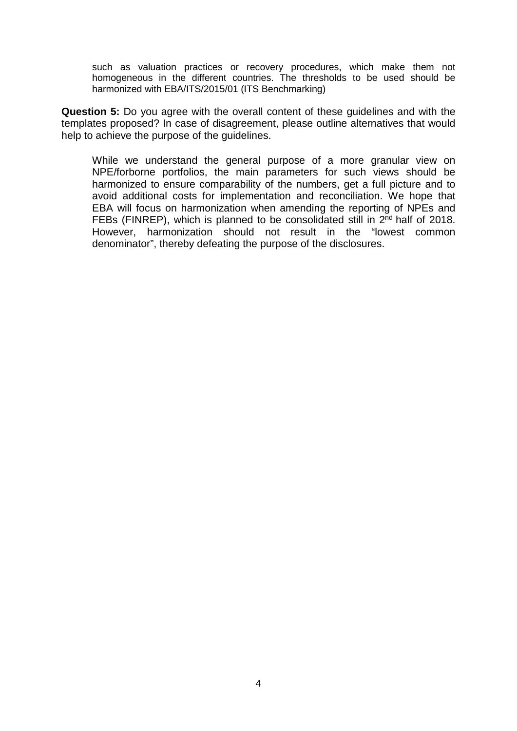such as valuation practices or recovery procedures, which make them not homogeneous in the different countries. The thresholds to be used should be harmonized with EBA/ITS/2015/01 (ITS Benchmarking)

**Question 5:** Do you agree with the overall content of these guidelines and with the templates proposed? In case of disagreement, please outline alternatives that would help to achieve the purpose of the guidelines.

While we understand the general purpose of a more granular view on NPE/forborne portfolios, the main parameters for such views should be harmonized to ensure comparability of the numbers, get a full picture and to avoid additional costs for implementation and reconciliation. We hope that EBA will focus on harmonization when amending the reporting of NPEs and FEBs (FINREP), which is planned to be consolidated still in 2nd half of 2018. However, harmonization should not result in the "lowest common denominator", thereby defeating the purpose of the disclosures.